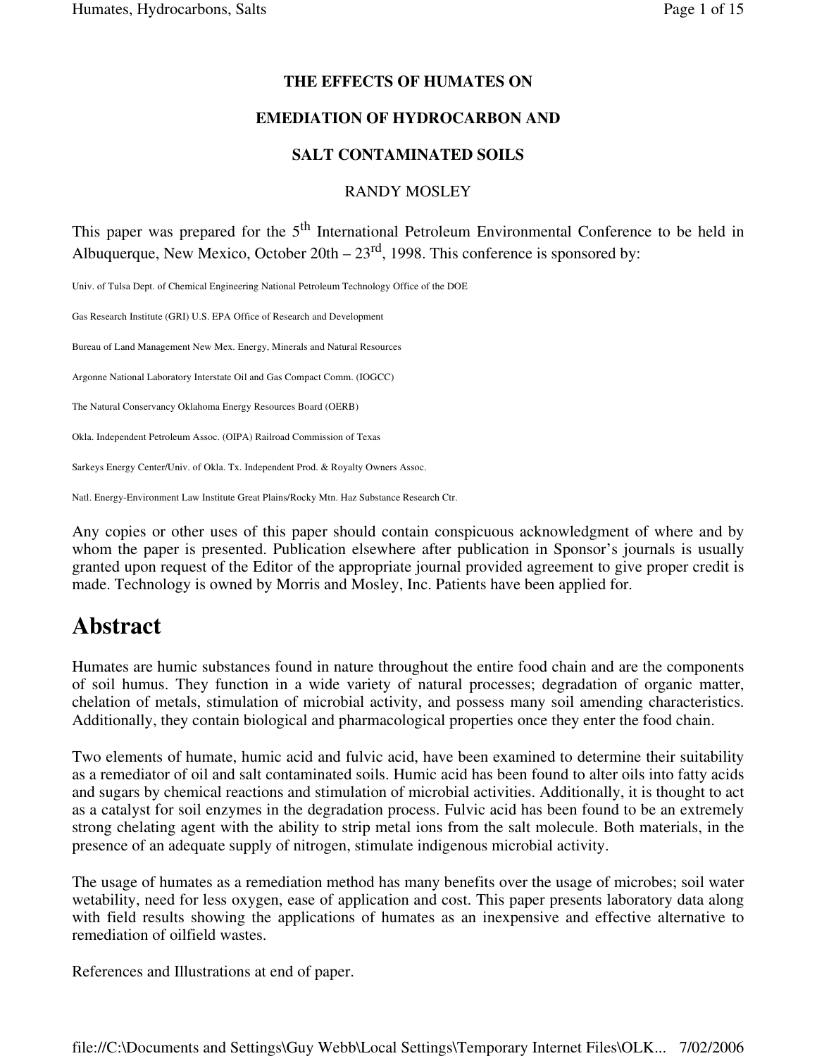**THE EFFECTS OF HUMATES ON**

**EMEDIATION OF HYDROCARBON AND**

**SALT CONTAMINATED SOILS**

RANDY MOSLEY

This paper was prepared for the 5th International Petroleum Environmental Conference to be held in Albuquerque, New Mexico, October 20th – 23rd, 1998. This conference is sponsored by:

Univ. of Tulsa Dept. of Chemical Engineering National Petroleum Technology Office of the DOE

Gas Research Institute (GRI) U.S. EPA Office of Research and Development

Bureau of Land Management New Mex. Energy, Minerals and Natural Resources

Argonne National Laboratory Interstate Oil and Gas Compact Comm. (IOGCC)

The Natural Conservancy Oklahoma Energy Resources Board (OERB)

Okla. Independent Petroleum Assoc. (OIPA) Railroad Commission of Texas

Sarkeys Energy Center/Univ. of Okla. Tx. Independent Prod. & Royalty Owners Assoc.

Natl. Energy-Environment Law Institute Great Plains/Rocky Mtn. Haz Substance Research Ctr.

Any copies or other uses of this paper should contain conspicuous acknowledgment of where and by whom the paper is presented. Publication elsewhere after publication in Sponsor's journals is usually granted upon request of the Editor of the appropriate journal provided agreement to give proper credit is made. Technology is owned by Morris and Mosley, Inc. Patients have been applied for.

# Abstract

Humates are humic substances found in nature throughout the entire food chain and are the components of soil humus. They function in a wide variety of natural processes; degradation of organic matter, chelation of metals, stimulation of microbial activity, and possess many soil amending characteristics. Additionally, they contain biological and pharmacological properties once they enter the food chain.

Two elements of humate, humic acid and fulvic acid, have been examined to determine their suitability as a remediator of oil and salt contaminated soils. Humic acid has been found to alter oils into fatty acids and sugars by chemical reactions and stimulation of microbial activities. Additionally, it is thought to act as a catalyst for soil enzymes in the degradation process. Fulvic acid has been found to be an extremely strong chelating agent with the ability to strip metal ions from the salt molecule. Both materials, in the presence of an adequate supply of nitrogen, stimulate indigenous microbial activity.

The usage of humates as a remediation method has many benefits over the usage of microbes; soil water wetability, need for less oxygen, ease of application and cost. This paper presents laboratory data along with field results showing the applications of humates as an inexpensive and effective alternative to remediation of oilfield wastes.

References and Illustrations at end of paper.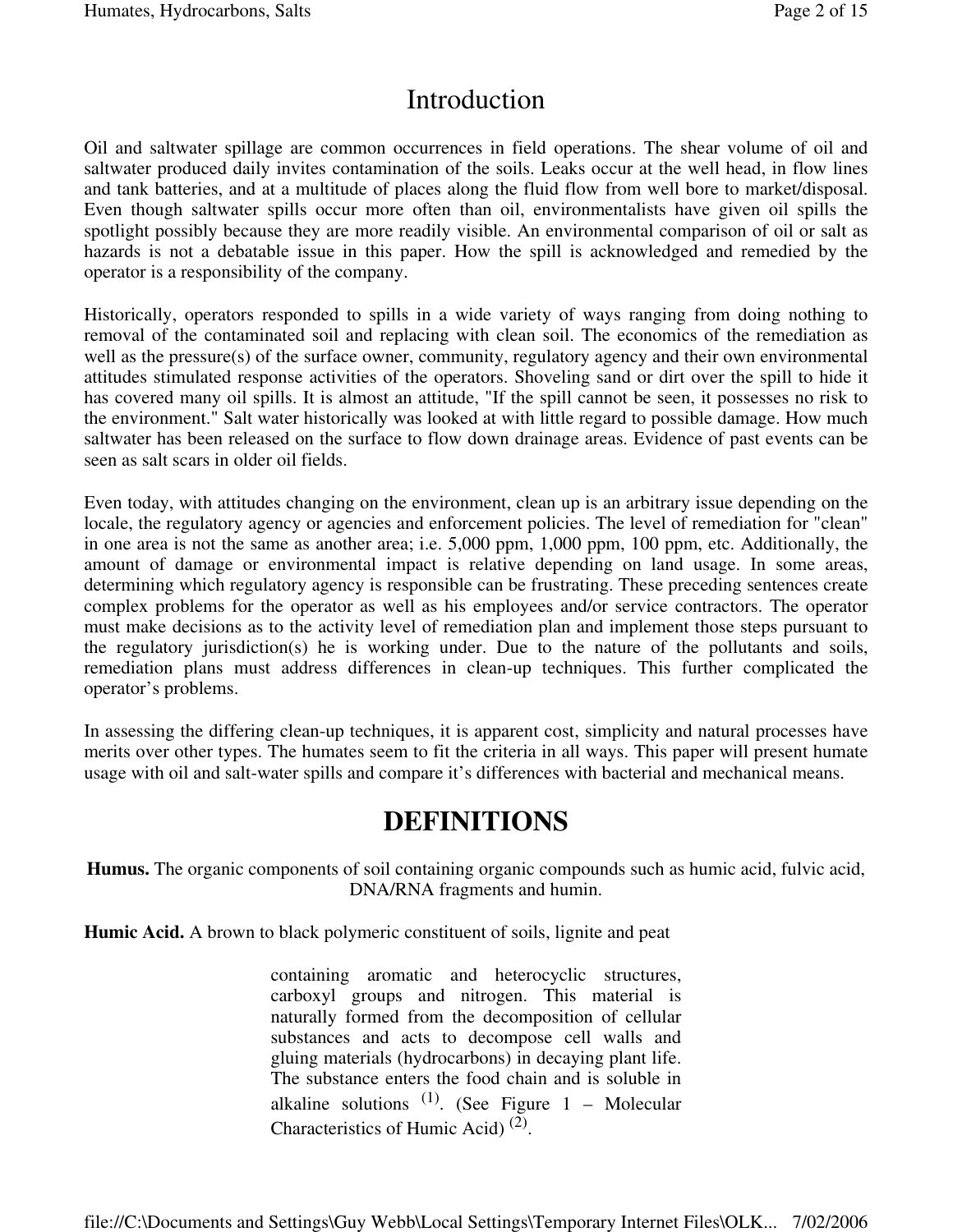# Introduction

Oil and saltwater spillage are common occurrences in field operations. The shear volume of oil and saltwater produced daily invites contamination of the soils. Leaks occur at the well head, in flow lines and tank batteries, and at a multitude of places along the fluid flow from well bore to market/disposal. Even though saltwater spills occur more often than oil, environmentalists have given oil spills the spotlight possibly because they are more readily visible. An environmental comparison of oil or salt as hazards is not a debatable issue in this paper. How the spill is acknowledged and remedied by the operator is a responsibility of the company.

Historically, operators responded to spills in a wide variety of ways ranging from doing nothing to removal of the contaminated soil and replacing with clean soil. The economics of the remediation as well as the pressure(s) of the surface owner, community, regulatory agency and their own environmental attitudes stimulated response activities of the operators. Shoveling sand or dirt over the spill to hide it has covered many oil spills. It is almost an attitude, "If the spill cannot be seen, it possesses no risk to the environment." Salt water historically was looked at with little regard to possible damage. How much saltwater has been released on the surface to flow down drainage areas. Evidence of past events can be seen as salt scars in older oil fields.

Even today, with attitudes changing on the environment, clean up is an arbitrary issue depending on the locale, the regulatory agency or agencies and enforcement policies. The level of remediation for "clean" in one area is not the same as another area; i.e. 5,000 ppm, 1,000 ppm, 100 ppm, etc. Additionally, the amount of damage or environmental impact is relative depending on land usage. In some areas, determining which regulatory agency is responsible can be frustrating. These preceding sentences create complex problems for the operator as well as his employees and/or service contractors. The operator must make decisions as to the activity level of remediation plan and implement those steps pursuant to the regulatory jurisdiction(s) he is working under. Due to the nature of the pollutants and soils, remediation plans must address differences in clean-up techniques. This further complicated the operator's problems.

In assessing the differing clean-up techniques, it is apparent cost, simplicity and natural processes have merits over other types. The humates seem to fit the criteria in all ways. This paper will present humate usage with oil and salt-water spills and compare it's differences with bacterial and mechanical means.

# DEFINITIONS

**Humus.** The organic components of soil containing organic compounds such as humic acid, fulvic acid, DNA/RNA fragments and humin.

**Humic Acid.** A brown to black polymeric constituent of soils, lignite and peat containing aromatic and heterocyclic structures, carboxyl groups and nitrogen. This material is naturally formed from the decomposition of cellular substances and acts to decompose cell walls and gluing materials (hydrocarbons) in decaying plant life. The substance enters the food chain and is soluble in alkaline solutions [1]. (See Figure 1 – Molecular Characteristics of Humic Acid) [2].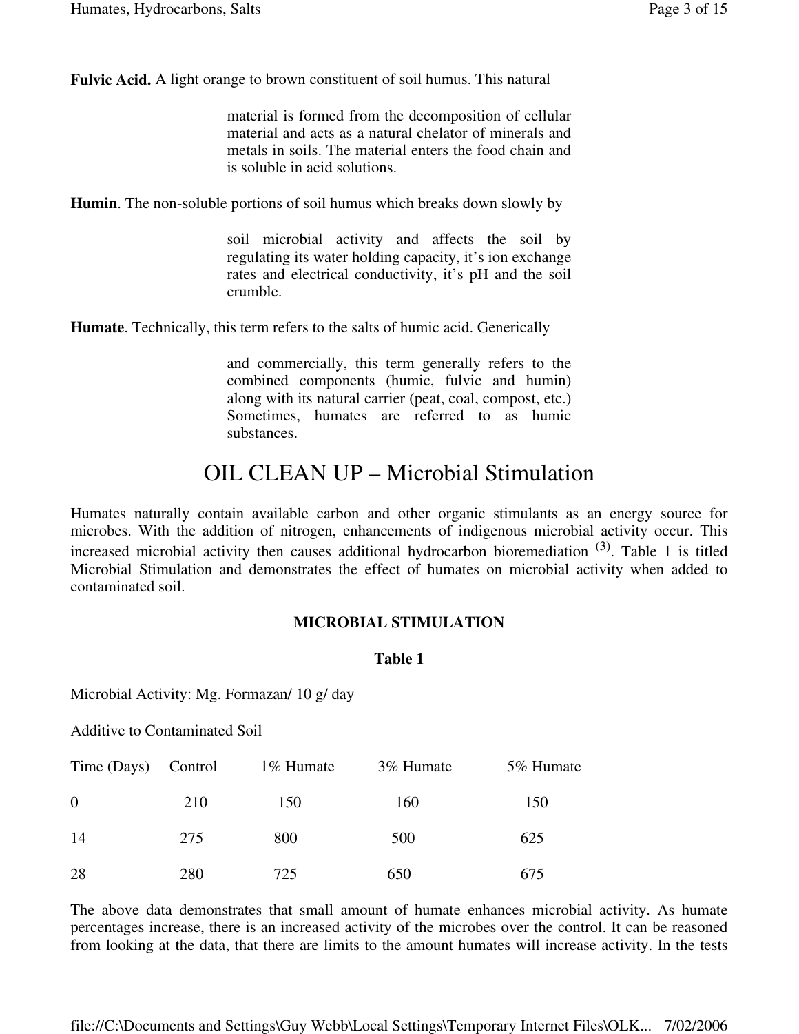**Fulvic Acid.** A light orange to brown constituent of soil humus. This natural material is formed from the decomposition of cellular material and acts as a natural chelator of minerals and metals in soils. The material enters the food chain and is soluble in acid solutions.

**Humin**. The non-soluble portions of soil humus which breaks down slowly by soil microbial activity and affects the soil by regulating its water holding capacity, it's ion exchange rates and electrical conductivity, it's pH and the soil crumble.

**Humate**. Technically, this term refers to the salts of humic acid. Generically and commercially, this term generally refers to the combined components (humic, fulvic and humin) along with its natural carrier (peat, coal, compost, etc.) Sometimes, humates are referred to as humic substances.

# OIL CLEAN UP – Microbial Stimulation

Humates naturally contain available carbon and other organic stimulants as an energy source for microbes. With the addition of nitrogen, enhancements of indigenous microbial activity occur. This increased microbial activity then causes additional hydrocarbon bioremediation [(3)]. Table 1 is titled Microbial Stimulation and demonstrates the effect of humates on microbial activity when added to contaminated soil.

**MICROBIAL STIMULATION**

**Table 1**

Microbial Activity: Mg. Formazan/ 10 g/ day

Additive to Contaminated Soil

| Time (Days) | Control | 1% Humate | 3% Humate | 5% Humate |
|---|---|---|---|---|
| 0 | 210 | 150 | 160 | 150 |
| 14 | 275 | 800 | 500 | 625 |
| 28 | 280 | 725 | 650 | 675 |

The above data demonstrates that small amount of humate enhances microbial activity. As humate percentages increase, there is an increased activity of the microbes over the control. It can be reasoned from looking at the data, that there are limits to the amount humates will increase activity. In the tests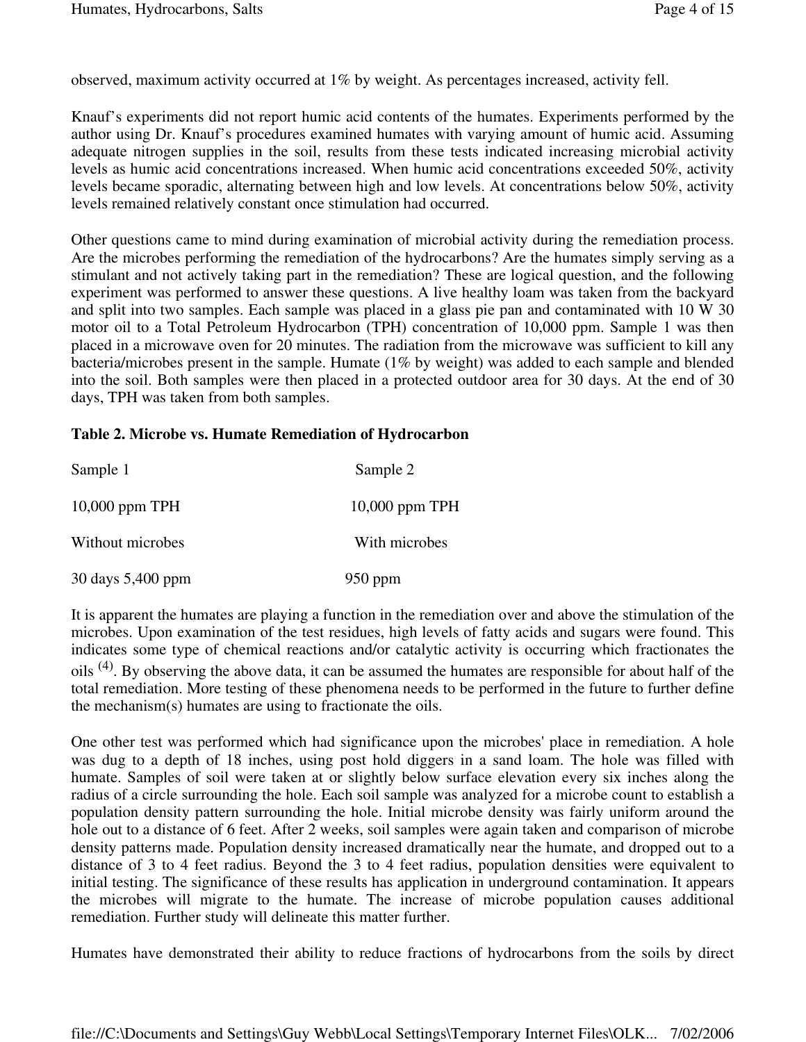observed, maximum activity occurred at 1% by weight. As percentages increased, activity fell.

Knauf's experiments did not report humic acid contents of the humates. Experiments performed by the author using Dr. Knauf's procedures examined humates with varying amount of humic acid. Assuming adequate nitrogen supplies in the soil, results from these tests indicated increasing microbial activity levels as humic acid concentrations increased. When humic acid concentrations exceeded 50%, activity levels became sporadic, alternating between high and low levels. At concentrations below 50%, activity levels remained relatively constant once stimulation had occurred.

Other questions came to mind during examination of microbial activity during the remediation process. Are the microbes performing the remediation of the hydrocarbons? Are the humates simply serving as a stimulant and not actively taking part in the remediation? These are logical question, and the following experiment was performed to answer these questions. A live healthy loam was taken from the backyard and split into two samples. Each sample was placed in a glass pie pan and contaminated with 10 W 30 motor oil to a Total Petroleum Hydrocarbon (TPH) concentration of 10,000 ppm. Sample 1 was then placed in a microwave oven for 20 minutes. The radiation from the microwave was sufficient to kill any bacteria/microbes present in the sample. Humate (1% by weight) was added to each sample and blended into the soil. Both samples were then placed in a protected outdoor area for 30 days. At the end of 30 days, TPH was taken from both samples.

**Table 2. Microbe vs. Humate Remediation of Hydrocarbon**

| Sample 1 | Sample 2 |
|---|---|
| 10,000 ppm TPH | 10,000 ppm TPH |
| Without microbes | With microbes |
| 30 days 5,400 ppm | 950 ppm |

It is apparent the humates are playing a function in the remediation over and above the stimulation of the microbes. Upon examination of the test residues, high levels of fatty acids and sugars were found. This indicates some type of chemical reactions and/or catalytic activity is occurring which fractionates the oils [(4)]. By observing the above data, it can be assumed the humates are responsible for about half of the total remediation. More testing of these phenomena needs to be performed in the future to further define the mechanism(s) humates are using to fractionate the oils.

One other test was performed which had significance upon the microbes' place in remediation. A hole was dug to a depth of 18 inches, using post hold diggers in a sand loam. The hole was filled with humate. Samples of soil were taken at or slightly below surface elevation every six inches along the radius of a circle surrounding the hole. Each soil sample was analyzed for a microbe count to establish a population density pattern surrounding the hole. Initial microbe density was fairly uniform around the hole out to a distance of 6 feet. After 2 weeks, soil samples were again taken and comparison of microbe density patterns made. Population density increased dramatically near the humate, and dropped out to a distance of 3 to 4 feet radius. Beyond the 3 to 4 feet radius, population densities were equivalent to initial testing. The significance of these results has application in underground contamination. It appears the microbes will migrate to the humate. The increase of microbe population causes additional remediation. Further study will delineate this matter further.

Humates have demonstrated their ability to reduce fractions of hydrocarbons from the soils by direct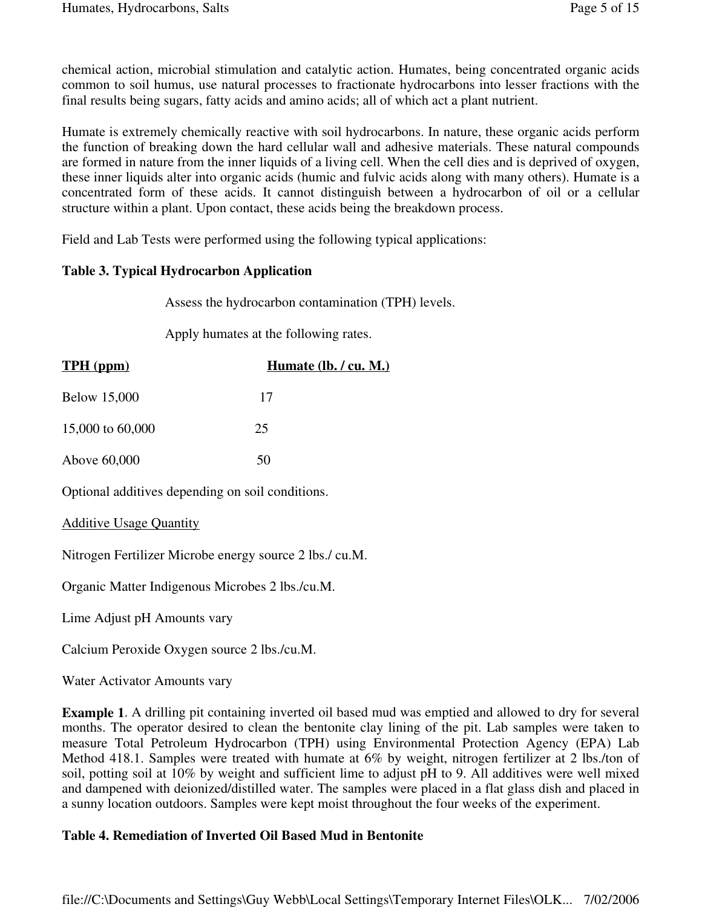chemical action, microbial stimulation and catalytic action. Humates, being concentrated organic acids common to soil humus, use natural processes to fractionate hydrocarbons into lesser fractions with the final results being sugars, fatty acids and amino acids; all of which act a plant nutrient.

Humate is extremely chemically reactive with soil hydrocarbons. In nature, these organic acids perform the function of breaking down the hard cellular wall and adhesive materials. These natural compounds are formed in nature from the inner liquids of a living cell. When the cell dies and is deprived of oxygen, these inner liquids alter into organic acids (humic and fulvic acids along with many others). Humate is a concentrated form of these acids. It cannot distinguish between a hydrocarbon of oil or a cellular structure within a plant. Upon contact, these acids being the breakdown process.

Field and Lab Tests were performed using the following typical applications:

**Table 3. Typical Hydrocarbon Application**

Assess the hydrocarbon contamination (TPH) levels.

Apply humates at the following rates.

| TPH (ppm) | Humate (lb. / cu. M.) |
|---|---|
| Below 15,000 | 17 |
| 15,000 to 60,000 | 25 |
| Above 60,000 | 50 |

Optional additives depending on soil conditions.

Additive Usage Quantity

Nitrogen Fertilizer Microbe energy source 2 lbs./ cu.M.

Organic Matter Indigenous Microbes 2 lbs./cu.M.

Lime Adjust pH Amounts vary

Calcium Peroxide Oxygen source 2 lbs./cu.M.

Water Activator Amounts vary

**Example 1**. A drilling pit containing inverted oil based mud was emptied and allowed to dry for several months. The operator desired to clean the bentonite clay lining of the pit. Lab samples were taken to measure Total Petroleum Hydrocarbon (TPH) using Environmental Protection Agency (EPA) Lab Method 418.1. Samples were treated with humate at 6% by weight, nitrogen fertilizer at 2 lbs./ton of soil, potting soil at 10% by weight and sufficient lime to adjust pH to 9. All additives were well mixed and dampened with deionized/distilled water. The samples were placed in a flat glass dish and placed in a sunny location outdoors. Samples were kept moist throughout the four weeks of the experiment.

**Table 4. Remediation of Inverted Oil Based Mud in Bentonite**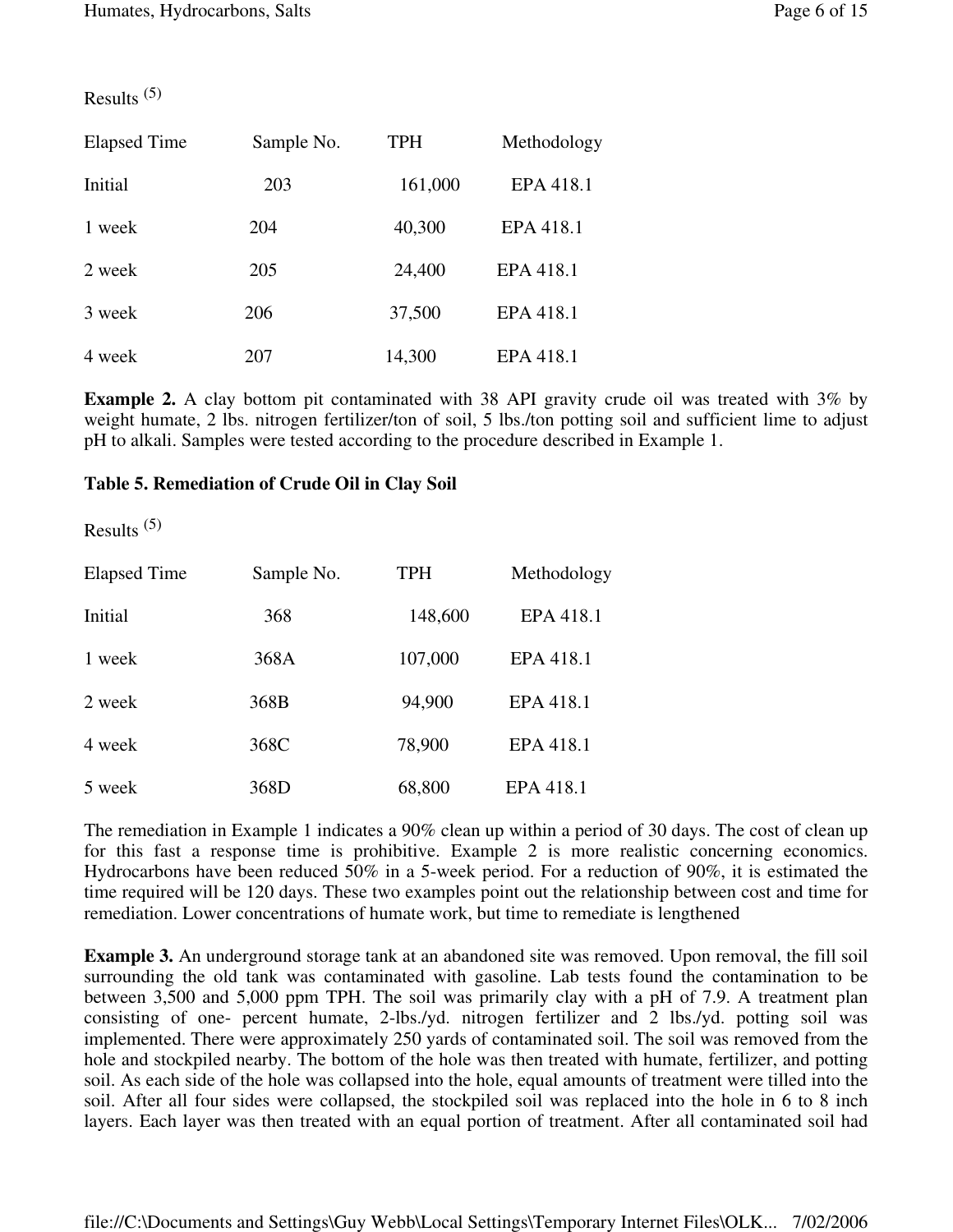Results [5]

| Elapsed Time | Sample No. | TPH | Methodology |
|---|---|---|---|
| Initial | 203 | 161,000 | EPA 418.1 |
| 1 week | 204 | 40,300 | EPA 418.1 |
| 2 week | 205 | 24,400 | EPA 418.1 |
| 3 week | 206 | 37,500 | EPA 418.1 |
| 4 week | 207 | 14,300 | EPA 418.1 |

**Example 2.** A clay bottom pit contaminated with 38 API gravity crude oil was treated with 3% by weight humate, 2 lbs. nitrogen fertilizer/ton of soil, 5 lbs./ton potting soil and sufficient lime to adjust pH to alkali. Samples were tested according to the procedure described in Example 1.

**Table 5. Remediation of Crude Oil in Clay Soil**

Results [5]

| Elapsed Time | Sample No. | TPH | Methodology |
|---|---|---|---|
| Initial | 368 | 148,600 | EPA 418.1 |
| 1 week | 368A | 107,000 | EPA 418.1 |
| 2 week | 368B | 94,900 | EPA 418.1 |
| 4 week | 368C | 78,900 | EPA 418.1 |
| 5 week | 368D | 68,800 | EPA 418.1 |

The remediation in Example 1 indicates a 90% clean up within a period of 30 days. The cost of clean up for this fast a response time is prohibitive. Example 2 is more realistic concerning economics. Hydrocarbons have been reduced 50% in a 5-week period. For a reduction of 90%, it is estimated the time required will be 120 days. These two examples point out the relationship between cost and time for remediation. Lower concentrations of humate work, but time to remediate is lengthened

**Example 3.** An underground storage tank at an abandoned site was removed. Upon removal, the fill soil surrounding the old tank was contaminated with gasoline. Lab tests found the contamination to be between 3,500 and 5,000 ppm TPH. The soil was primarily clay with a pH of 7.9. A treatment plan consisting of one- percent humate, 2-lbs./yd. nitrogen fertilizer and 2 lbs./yd. potting soil was implemented. There were approximately 250 yards of contaminated soil. The soil was removed from the hole and stockpiled nearby. The bottom of the hole was then treated with humate, fertilizer, and potting soil. As each side of the hole was collapsed into the hole, equal amounts of treatment were tilled into the soil. After all four sides were collapsed, the stockpiled soil was replaced into the hole in 6 to 8 inch layers. Each layer was then treated with an equal portion of treatment. After all contaminated soil had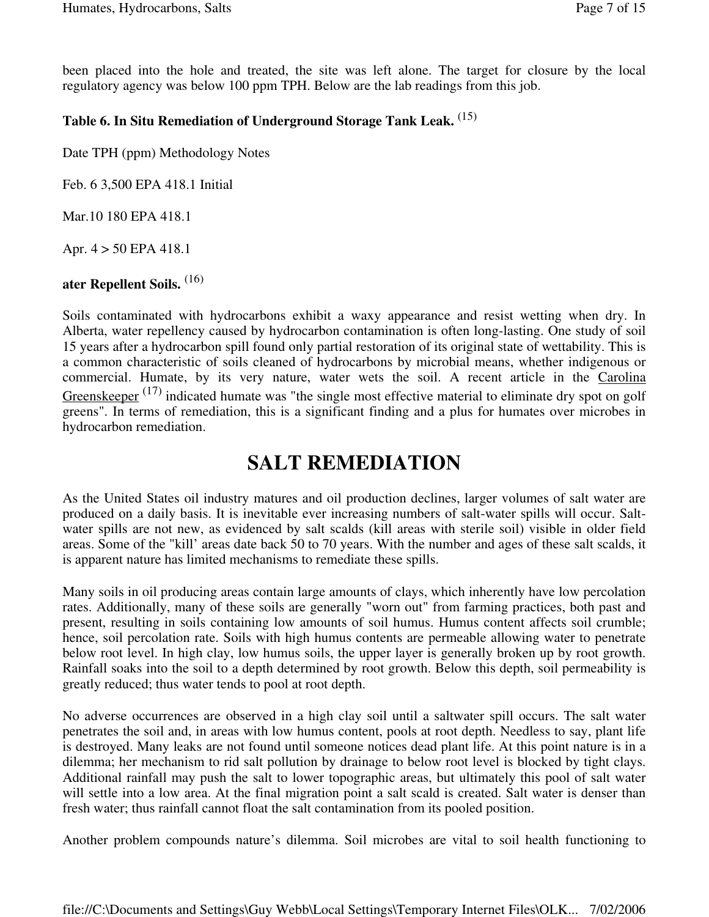been placed into the hole and treated, the site was left alone. The target for closure by the local regulatory agency was below 100 ppm TPH. Below are the lab readings from this job.

**Table 6. In Situ Remediation of Underground Storage Tank Leak.** [15]

Date TPH (ppm) Methodology Notes

Feb. 6 3,500 EPA 418.1 Initial

Mar.10 180 EPA 418.1

Apr. 4 > 50 EPA 418.1

**ater Repellent Soils.** [16]

Soils contaminated with hydrocarbons exhibit a waxy appearance and resist wetting when dry. In Alberta, water repellency caused by hydrocarbon contamination is often long-lasting. One study of soil 15 years after a hydrocarbon spill found only partial restoration of its original state of wettability. This is a common characteristic of soils cleaned of hydrocarbons by microbial means, whether indigenous or commercial. Humate, by its very nature, water wets the soil. A recent article in the Carolina Greenskeeper [17] indicated humate was "the single most effective material to eliminate dry spot on golf greens". In terms of remediation, this is a significant finding and a plus for humates over microbes in hydrocarbon remediation.

# SALT REMEDIATION

As the United States oil industry matures and oil production declines, larger volumes of salt water are produced on a daily basis. It is inevitable ever increasing numbers of salt-water spills will occur. Salt-water spills are not new, as evidenced by salt scalds (kill areas with sterile soil) visible in older field areas. Some of the "kill' areas date back 50 to 70 years. With the number and ages of these salt scalds, it is apparent nature has limited mechanisms to remediate these spills.

Many soils in oil producing areas contain large amounts of clays, which inherently have low percolation rates. Additionally, many of these soils are generally "worn out" from farming practices, both past and present, resulting in soils containing low amounts of soil humus. Humus content affects soil crumble; hence, soil percolation rate. Soils with high humus contents are permeable allowing water to penetrate below root level. In high clay, low humus soils, the upper layer is generally broken up by root growth. Rainfall soaks into the soil to a depth determined by root growth. Below this depth, soil permeability is greatly reduced; thus water tends to pool at root depth.

No adverse occurrences are observed in a high clay soil until a saltwater spill occurs. The salt water penetrates the soil and, in areas with low humus content, pools at root depth. Needless to say, plant life is destroyed. Many leaks are not found until someone notices dead plant life. At this point nature is in a dilemma; her mechanism to rid salt pollution by drainage to below root level is blocked by tight clays. Additional rainfall may push the salt to lower topographic areas, but ultimately this pool of salt water will settle into a low area. At the final migration point a salt scald is created. Salt water is denser than fresh water; thus rainfall cannot float the salt contamination from its pooled position.

Another problem compounds nature's dilemma. Soil microbes are vital to soil health functioning to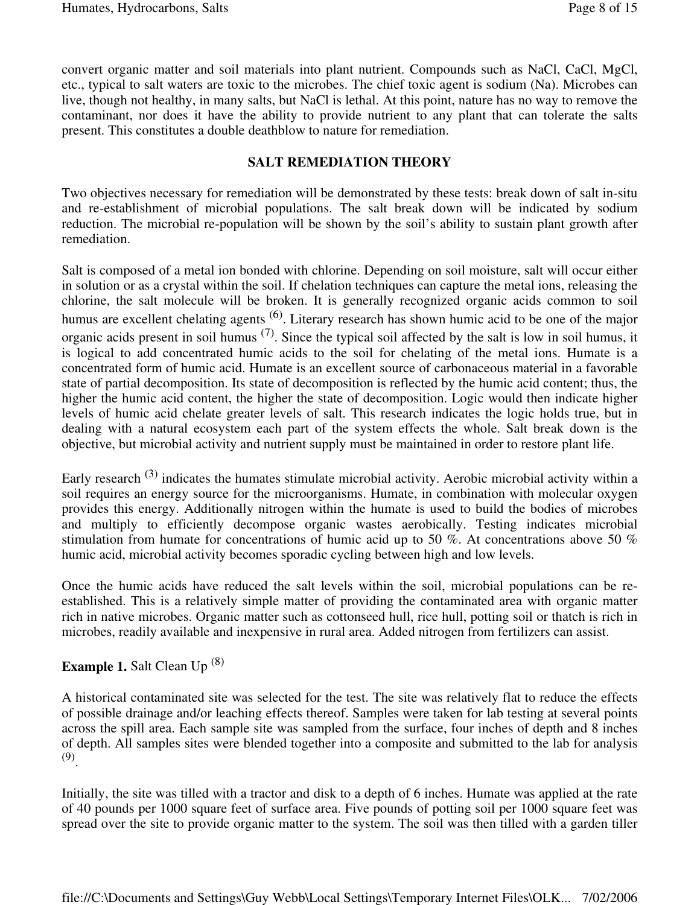convert organic matter and soil materials into plant nutrient. Compounds such as NaCl, CaCl, MgCl, etc., typical to salt waters are toxic to the microbes. The chief toxic agent is sodium (Na). Microbes can live, though not healthy, in many salts, but NaCl is lethal. At this point, nature has no way to remove the contaminant, nor does it have the ability to provide nutrient to any plant that can tolerate the salts present. This constitutes a double deathblow to nature for remediation.

## SALT REMEDIATION THEORY

Two objectives necessary for remediation will be demonstrated by these tests: break down of salt in-situ and re-establishment of microbial populations. The salt break down will be indicated by sodium reduction. The microbial re-population will be shown by the soil's ability to sustain plant growth after remediation.

Salt is composed of a metal ion bonded with chlorine. Depending on soil moisture, salt will occur either in solution or as a crystal within the soil. If chelation techniques can capture the metal ions, releasing the chlorine, the salt molecule will be broken. It is generally recognized organic acids common to soil humus are excellent chelating agents [(6)]. Literary research has shown humic acid to be one of the major organic acids present in soil humus [(7)]. Since the typical soil affected by the salt is low in soil humus, it is logical to add concentrated humic acids to the soil for chelating of the metal ions. Humate is a concentrated form of humic acid. Humate is an excellent source of carbonaceous material in a favorable state of partial decomposition. Its state of decomposition is reflected by the humic acid content; thus, the higher the humic acid content, the higher the state of decomposition. Logic would then indicate higher levels of humic acid chelate greater levels of salt. This research indicates the logic holds true, but in dealing with a natural ecosystem each part of the system effects the whole. Salt break down is the objective, but microbial activity and nutrient supply must be maintained in order to restore plant life.

Early research [(3)] indicates the humates stimulate microbial activity. Aerobic microbial activity within a soil requires an energy source for the microorganisms. Humate, in combination with molecular oxygen provides this energy. Additionally nitrogen within the humate is used to build the bodies of microbes and multiply to efficiently decompose organic wastes aerobically. Testing indicates microbial stimulation from humate for concentrations of humic acid up to 50 %. At concentrations above 50 % humic acid, microbial activity becomes sporadic cycling between high and low levels.

Once the humic acids have reduced the salt levels within the soil, microbial populations can be re-established. This is a relatively simple matter of providing the contaminated area with organic matter rich in native microbes. Organic matter such as cottonseed hull, rice hull, potting soil or thatch is rich in microbes, readily available and inexpensive in rural area. Added nitrogen from fertilizers can assist.

**Example 1.** Salt Clean Up [(8)]

A historical contaminated site was selected for the test. The site was relatively flat to reduce the effects of possible drainage and/or leaching effects thereof. Samples were taken for lab testing at several points across the spill area. Each sample site was sampled from the surface, four inches of depth and 8 inches of depth. All samples sites were blended together into a composite and submitted to the lab for analysis [(9)].

Initially, the site was tilled with a tractor and disk to a depth of 6 inches. Humate was applied at the rate of 40 pounds per 1000 square feet of surface area. Five pounds of potting soil per 1000 square feet was spread over the site to provide organic matter to the system. The soil was then tilled with a garden tiller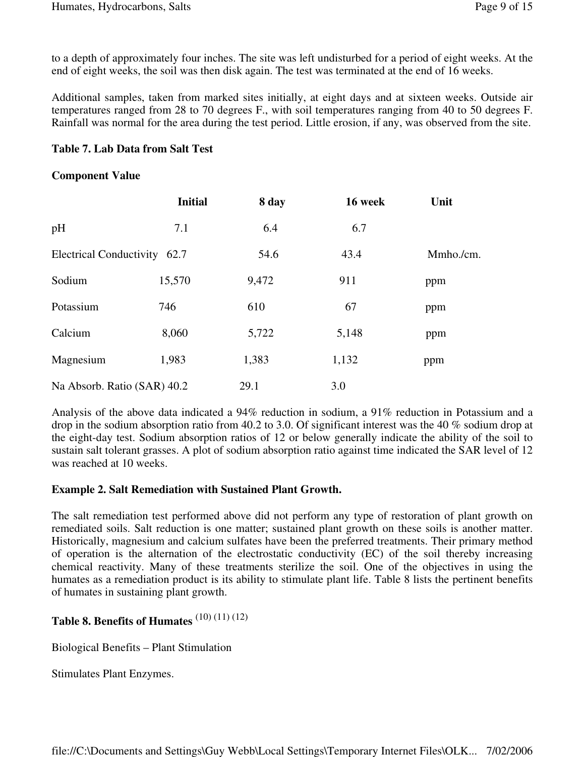to a depth of approximately four inches. The site was left undisturbed for a period of eight weeks. At the end of eight weeks, the soil was then disk again. The test was terminated at the end of 16 weeks.

Additional samples, taken from marked sites initially, at eight days and at sixteen weeks. Outside air temperatures ranged from 28 to 70 degrees F., with soil temperatures ranging from 40 to 50 degrees F. Rainfall was normal for the area during the test period. Little erosion, if any, was observed from the site.

**Table 7. Lab Data from Salt Test**

**Component Value**

| | **Initial** | **8 day** | **16 week** | **Unit** |
|---|---|---|---|---|
| pH | 7.1 | 6.4 | 6.7 | |
| Electrical Conductivity | 62.7 | 54.6 | 43.4 | Mmho./cm. |
| Sodium | 15,570 | 9,472 | 911 | ppm |
| Potassium | 746 | 610 | 67 | ppm |
| Calcium | 8,060 | 5,722 | 5,148 | ppm |
| Magnesium | 1,983 | 1,383 | 1,132 | ppm |
| Na Absorb. Ratio (SAR) | 40.2 | 29.1 | 3.0 | |

Analysis of the above data indicated a 94% reduction in sodium, a 91% reduction in Potassium and a drop in the sodium absorption ratio from 40.2 to 3.0. Of significant interest was the 40 % sodium drop at the eight-day test. Sodium absorption ratios of 12 or below generally indicate the ability of the soil to sustain salt tolerant grasses. A plot of sodium absorption ratio against time indicated the SAR level of 12 was reached at 10 weeks.

**Example 2. Salt Remediation with Sustained Plant Growth.**

The salt remediation test performed above did not perform any type of restoration of plant growth on remediated soils. Salt reduction is one matter; sustained plant growth on these soils is another matter. Historically, magnesium and calcium sulfates have been the preferred treatments. Their primary method of operation is the alternation of the electrostatic conductivity (EC) of the soil thereby increasing chemical reactivity. Many of these treatments sterilize the soil. One of the objectives in using the humates as a remediation product is its ability to stimulate plant life. Table 8 lists the pertinent benefits of humates in sustaining plant growth.

**Table 8. Benefits of Humates** [10] [11] [12]

Biological Benefits – Plant Stimulation

Stimulates Plant Enzymes.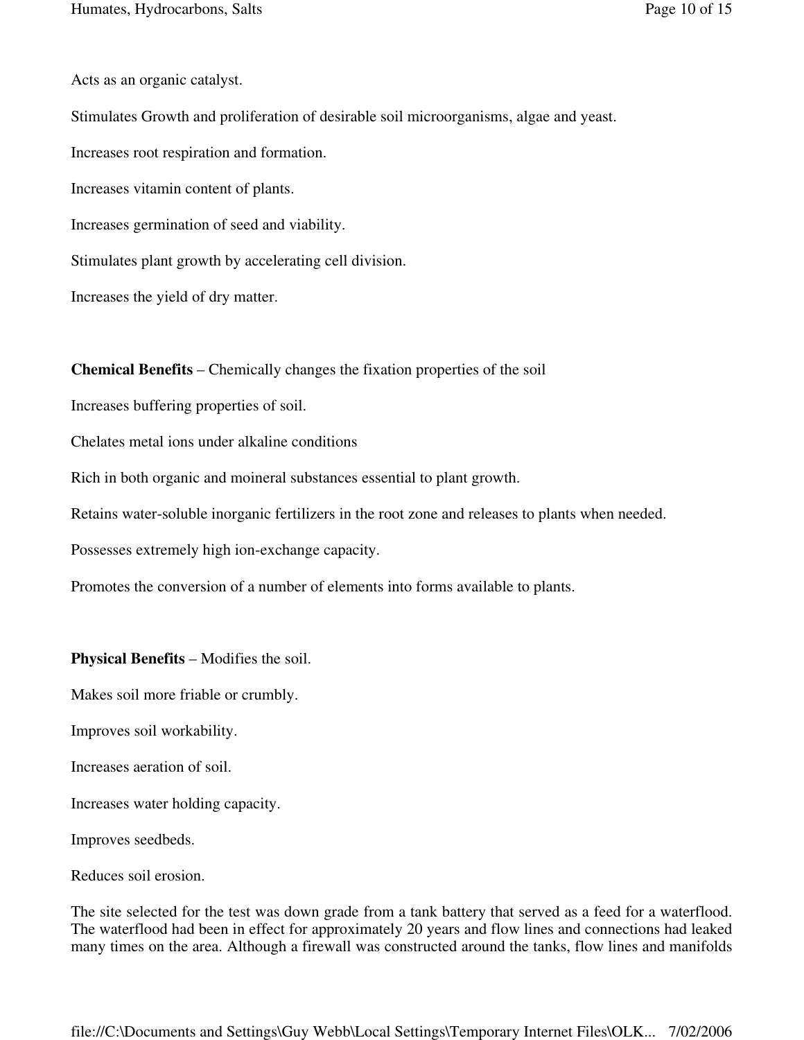Acts as an organic catalyst.

Stimulates Growth and proliferation of desirable soil microorganisms, algae and yeast.

Increases root respiration and formation.

Increases vitamin content of plants.

Increases germination of seed and viability.

Stimulates plant growth by accelerating cell division.

Increases the yield of dry matter.

**Chemical Benefits** – Chemically changes the fixation properties of the soil

Increases buffering properties of soil.

Chelates metal ions under alkaline conditions

Rich in both organic and moineral substances essential to plant growth.

Retains water-soluble inorganic fertilizers in the root zone and releases to plants when needed.

Possesses extremely high ion-exchange capacity.

Promotes the conversion of a number of elements into forms available to plants.

**Physical Benefits** – Modifies the soil.

Makes soil more friable or crumbly.

Improves soil workability.

Increases aeration of soil.

Increases water holding capacity.

Improves seedbeds.

Reduces soil erosion.

The site selected for the test was down grade from a tank battery that served as a feed for a waterflood. The waterflood had been in effect for approximately 20 years and flow lines and connections had leaked many times on the area. Although a firewall was constructed around the tanks, flow lines and manifolds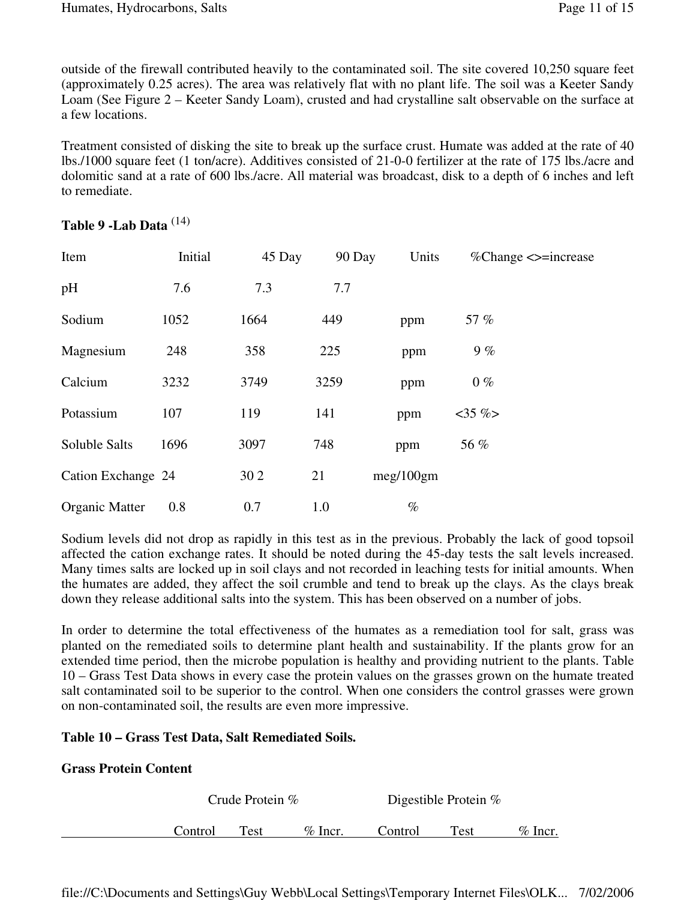outside of the firewall contributed heavily to the contaminated soil. The site covered 10,250 square feet (approximately 0.25 acres). The area was relatively flat with no plant life. The soil was a Keeter Sandy Loam (See Figure 2 – Keeter Sandy Loam), crusted and had crystalline salt observable on the surface at a few locations.

Treatment consisted of disking the site to break up the surface crust. Humate was added at the rate of 40 lbs./1000 square feet (1 ton/acre). Additives consisted of 21-0-0 fertilizer at the rate of 175 lbs./acre and dolomitic sand at a rate of 600 lbs./acre. All material was broadcast, disk to a depth of 6 inches and left to remediate.

**Table 9 -Lab Data** [14]

| Item | Initial | 45 Day | 90 Day | Units | %Change <>=increase |
|---|---|---|---|---|---|
| pH | 7.6 | 7.3 | 7.7 | | |
| Sodium | 1052 | 1664 | 449 | ppm | 57 % |
| Magnesium | 248 | 358 | 225 | ppm | 9 % |
| Calcium | 3232 | 3749 | 3259 | ppm | 0 % |
| Potassium | 107 | 119 | 141 | ppm | <35 %> |
| Soluble Salts | 1696 | 3097 | 748 | ppm | 56 % |
| Cation Exchange | 24 | 30 2 | 21 | meg/100gm | |
| Organic Matter | 0.8 | 0.7 | 1.0 | % | |

Sodium levels did not drop as rapidly in this test as in the previous. Probably the lack of good topsoil affected the cation exchange rates. It should be noted during the 45-day tests the salt levels increased. Many times salts are locked up in soil clays and not recorded in leaching tests for initial amounts. When the humates are added, they affect the soil crumble and tend to break up the clays. As the clays break down they release additional salts into the system. This has been observed on a number of jobs.

In order to determine the total effectiveness of the humates as a remediation tool for salt, grass was planted on the remediated soils to determine plant health and sustainability. If the plants grow for an extended time period, then the microbe population is healthy and providing nutrient to the plants. Table 10 – Grass Test Data shows in every case the protein values on the grasses grown on the humate treated salt contaminated soil to be superior to the control. When one considers the control grasses were grown on non-contaminated soil, the results are even more impressive.

**Table 10 – Grass Test Data, Salt Remediated Soils.**

**Grass Protein Content**

| | Crude Protein % | | | Digestible Protein % | | |
|---|---|---|---|---|---|---|
| | Control | Test | % Incr. | Control | Test | % Incr. |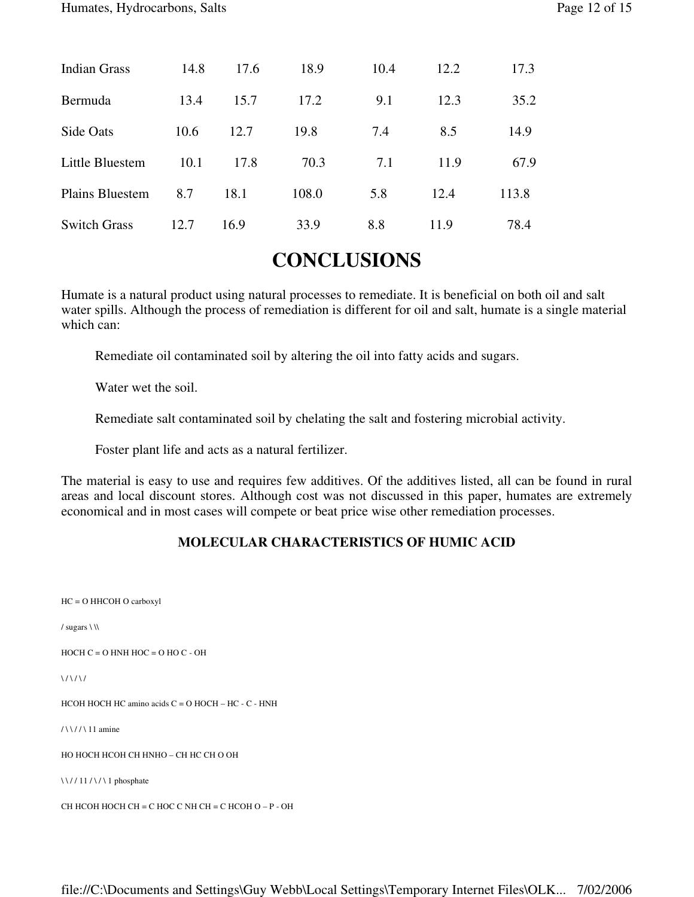| | | | | | | |
|---|---|---|---|---|---|---|
| Indian Grass | 14.8 | 17.6 | 18.9 | 10.4 | 12.2 | 17.3 |
| Bermuda | 13.4 | 15.7 | 17.2 | 9.1 | 12.3 | 35.2 |
| Side Oats | 10.6 | 12.7 | 19.8 | 7.4 | 8.5 | 14.9 |
| Little Bluestem | 10.1 | 17.8 | 70.3 | 7.1 | 11.9 | 67.9 |
| Plains Bluestem | 8.7 | 18.1 | 108.0 | 5.8 | 12.4 | 113.8 |
| Switch Grass | 12.7 | 16.9 | 33.9 | 8.8 | 11.9 | 78.4 |

# CONCLUSIONS

Humate is a natural product using natural processes to remediate. It is beneficial on both oil and salt water spills. Although the process of remediation is different for oil and salt, humate is a single material which can:

Remediate oil contaminated soil by altering the oil into fatty acids and sugars.

Water wet the soil.

Remediate salt contaminated soil by chelating the salt and fostering microbial activity.

Foster plant life and acts as a natural fertilizer.

The material is easy to use and requires few additives. Of the additives listed, all can be found in rural areas and local discount stores. Although cost was not discussed in this paper, humates are extremely economical and in most cases will compete or beat price wise other remediation processes.

### MOLECULAR CHARACTERISTICS OF HUMIC ACID

```
HC = O HHCOH O carboxyl

/ sugars \ \\

HOCH C = O HNH HOC = O HO C - OH

\ / \ / \ /

HCOH HOCH HC amino acids C = O HOCH – HC - C - HNH

/ \ \ / / \ 11 amine

HO HOCH HCOH CH HNHO – CH HC CH O OH

\ \ / / 11 / \ / \ 1 phosphate

CH HCOH HOCH CH = C HOC C NH CH = C HCOH O – P - OH
```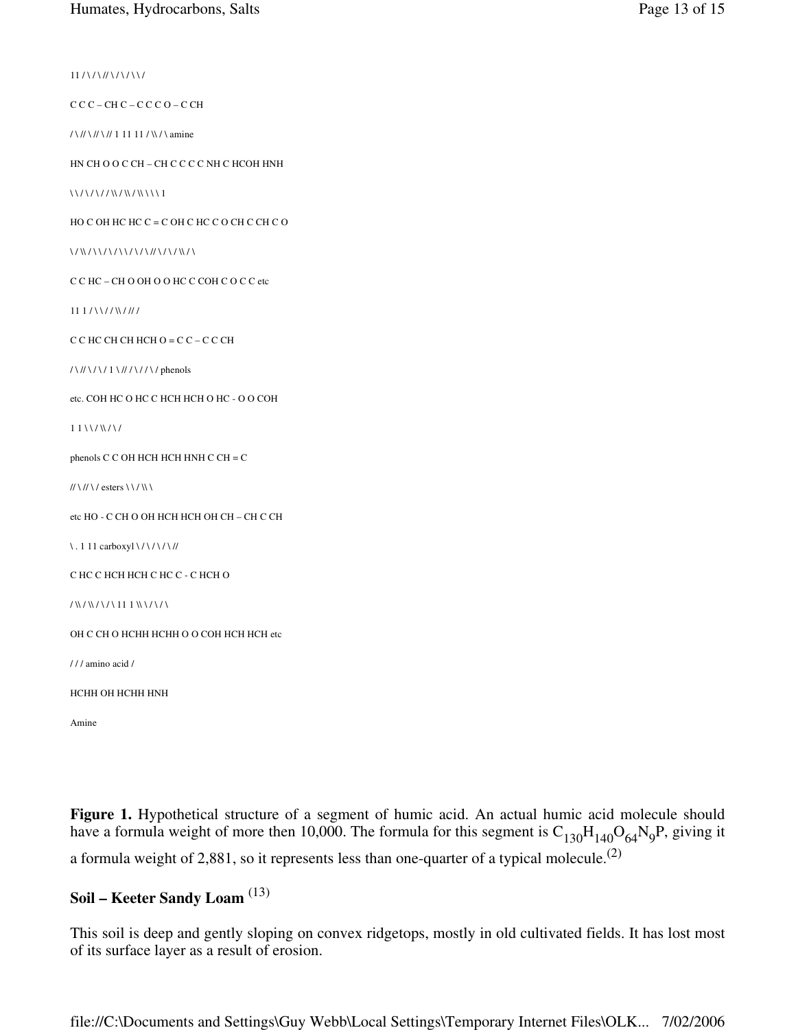```
11 / \ / \ // \ / \ / \ \ /

C C C – CH C – C C C O – C CH

/ \ // \ // \ // 1 11 11 / \\ / \ amine

HN CH O O C CH – CH C C C C NH C HCOH HNH

\ \ / \ / \ / / \\ / \\ / \\ \ \ \ 1

HO C OH HC HC C = C OH C HC C O CH C CH C O

\ / \\ / \ \ / \ / \ \ / \ / \ // \ / \ / \\ / \

C C HC – CH O OH O O HC C COH C O C C etc

11 1 / \ \ / / \\ / // /

C C HC CH CH HCH O = C C – C C CH

/ \ // \ / \ / 1 \ // / \ / / \ / phenols

etc. COH HC O HC C HCH HCH O HC - O O COH

1 1 \ \ / \\ / \ /

phenols C C OH HCH HCH HNH C CH = C

// \ // \ / esters \ \ / \\ \

etc HO - C CH O OH HCH HCH OH CH – CH C CH

\ . 1 11 carboxyl \ / \ / \ / \ //

C HC C HCH HCH C HC C - C HCH O

/ \\ / \\ / \ / \ 11 1 \\ \ / \ / \

OH C CH O HCHH HCHH O O COH HCH HCH etc

/ / / amino acid /

HCHH OH HCHH HNH

Amine
```

**Figure 1.** Hypothetical structure of a segment of humic acid. An actual humic acid molecule should have a formula weight of more then 10,000. The formula for this segment is $C_{130}H_{140}O_{64}N_9P$, giving it a formula weight of 2,881, so it represents less than one-quarter of a typical molecule.[2]

## Soil – Keeter Sandy Loam [13]

This soil is deep and gently sloping on convex ridgetops, mostly in old cultivated fields. It has lost most of its surface layer as a result of erosion.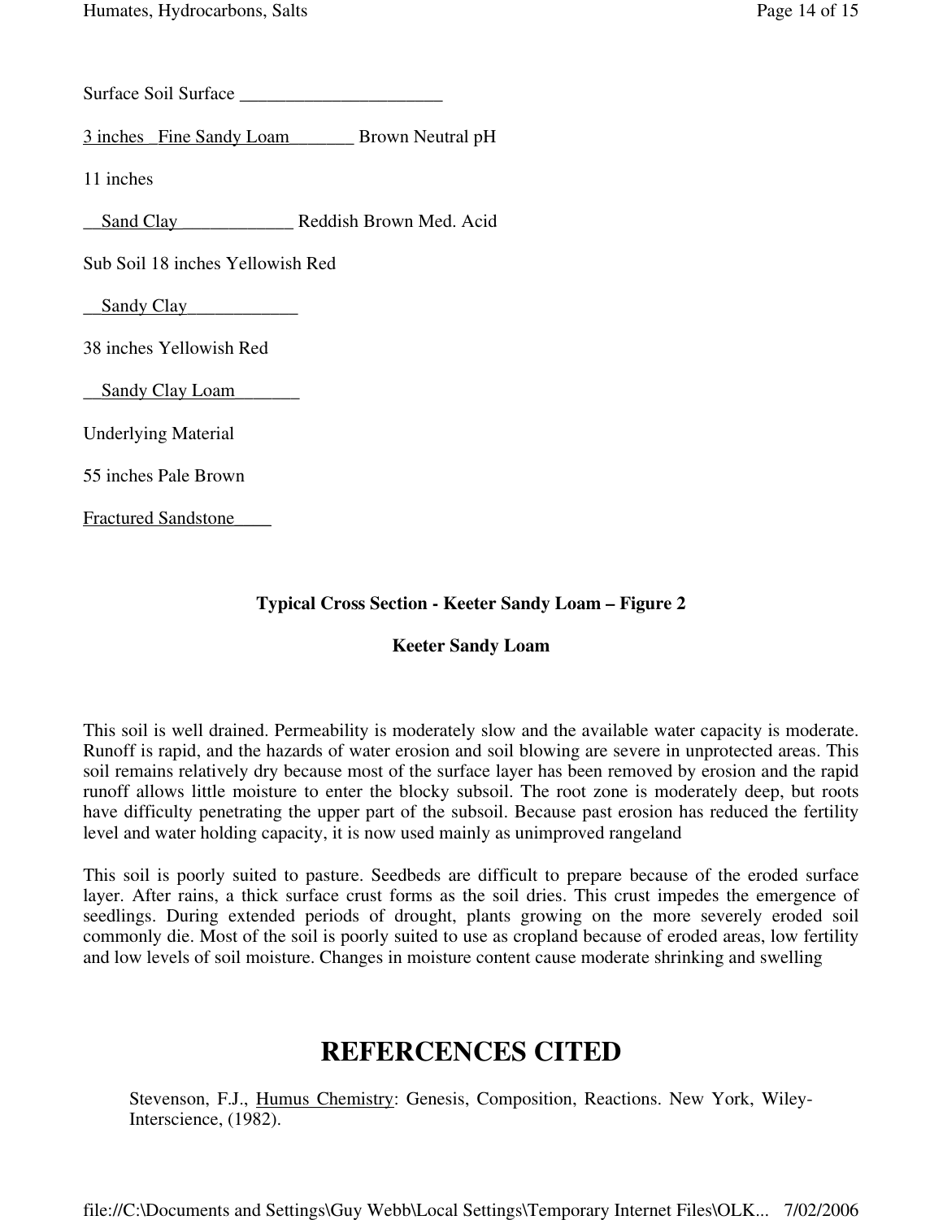Surface Soil Surface ______________________

3 inches Fine Sandy Loam________ Brown Neutral pH

11 inches

__Sand Clay_____________ Reddish Brown Med. Acid

Sub Soil 18 inches Yellowish Red

__Sandy Clay____________

38 inches Yellowish Red

__Sandy Clay Loam________

Underlying Material

55 inches Pale Brown

Fractured Sandstone____

**Typical Cross Section - Keeter Sandy Loam – Figure 2**

**Keeter Sandy Loam**

This soil is well drained. Permeability is moderately slow and the available water capacity is moderate. Runoff is rapid, and the hazards of water erosion and soil blowing are severe in unprotected areas. This soil remains relatively dry because most of the surface layer has been removed by erosion and the rapid runoff allows little moisture to enter the blocky subsoil. The root zone is moderately deep, but roots have difficulty penetrating the upper part of the subsoil. Because past erosion has reduced the fertility level and water holding capacity, it is now used mainly as unimproved rangeland

This soil is poorly suited to pasture. Seedbeds are difficult to prepare because of the eroded surface layer. After rains, a thick surface crust forms as the soil dries. This crust impedes the emergence of seedlings. During extended periods of drought, plants growing on the more severely eroded soil commonly die. Most of the soil is poorly suited to use as cropland because of eroded areas, low fertility and low levels of soil moisture. Changes in moisture content cause moderate shrinking and swelling

# REFERCENCES CITED

Stevenson, F.J., Humus Chemistry: Genesis, Composition, Reactions. New York, Wiley-Interscience, (1982).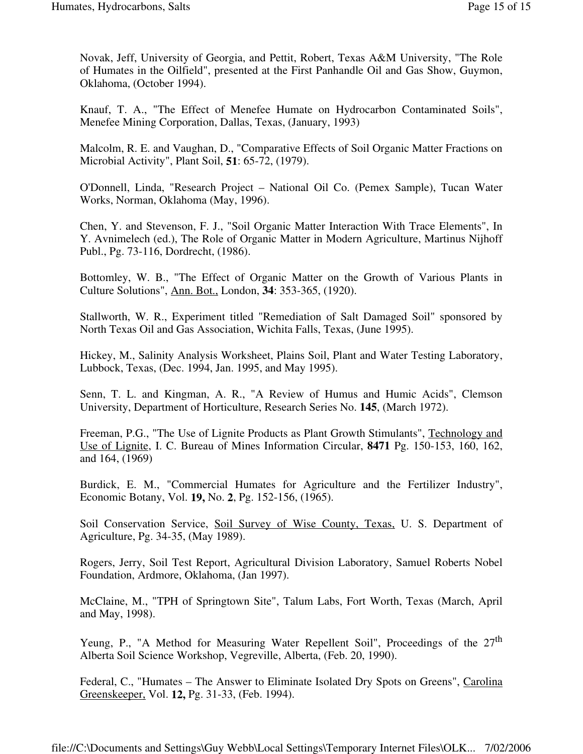Novak, Jeff, University of Georgia, and Pettit, Robert, Texas A&M University, "The Role of Humates in the Oilfield", presented at the First Panhandle Oil and Gas Show, Guymon, Oklahoma, (October 1994).

Knauf, T. A., "The Effect of Menefee Humate on Hydrocarbon Contaminated Soils", Menefee Mining Corporation, Dallas, Texas, (January, 1993)

Malcolm, R. E. and Vaughan, D., "Comparative Effects of Soil Organic Matter Fractions on Microbial Activity", Plant Soil, **51**: 65-72, (1979).

O'Donnell, Linda, "Research Project – National Oil Co. (Pemex Sample), Tucan Water Works, Norman, Oklahoma (May, 1996).

Chen, Y. and Stevenson, F. J., "Soil Organic Matter Interaction With Trace Elements", In Y. Avnimelech (ed.), The Role of Organic Matter in Modern Agriculture, Martinus Nijhoff Publ., Pg. 73-116, Dordrecht, (1986).

Bottomley, W. B., "The Effect of Organic Matter on the Growth of Various Plants in Culture Solutions", <u>Ann. Bot.,</u> London, **34**: 353-365, (1920).

Stallworth, W. R., Experiment titled "Remediation of Salt Damaged Soil" sponsored by North Texas Oil and Gas Association, Wichita Falls, Texas, (June 1995).

Hickey, M., Salinity Analysis Worksheet, Plains Soil, Plant and Water Testing Laboratory, Lubbock, Texas, (Dec. 1994, Jan. 1995, and May 1995).

Senn, T. L. and Kingman, A. R., "A Review of Humus and Humic Acids", Clemson University, Department of Horticulture, Research Series No. **145**, (March 1972).

Freeman, P.G., "The Use of Lignite Products as Plant Growth Stimulants", <u>Technology and Use of Lignite</u>, I. C. Bureau of Mines Information Circular, **8471** Pg. 150-153, 160, 162, and 164, (1969)

Burdick, E. M., "Commercial Humates for Agriculture and the Fertilizer Industry", Economic Botany, Vol. **19,** No. **2**, Pg. 152-156, (1965).

Soil Conservation Service, <u>Soil Survey of Wise County, Texas,</u> U. S. Department of Agriculture, Pg. 34-35, (May 1989).

Rogers, Jerry, Soil Test Report, Agricultural Division Laboratory, Samuel Roberts Nobel Foundation, Ardmore, Oklahoma, (Jan 1997).

McClaine, M., "TPH of Springtown Site", Talum Labs, Fort Worth, Texas (March, April and May, 1998).

Yeung, P., "A Method for Measuring Water Repellent Soil", Proceedings of the 27th Alberta Soil Science Workshop, Vegreville, Alberta, (Feb. 20, 1990).

Federal, C., "Humates – The Answer to Eliminate Isolated Dry Spots on Greens", <u>Carolina Greenskeeper,</u> Vol. **12,** Pg. 31-33, (Feb. 1994).